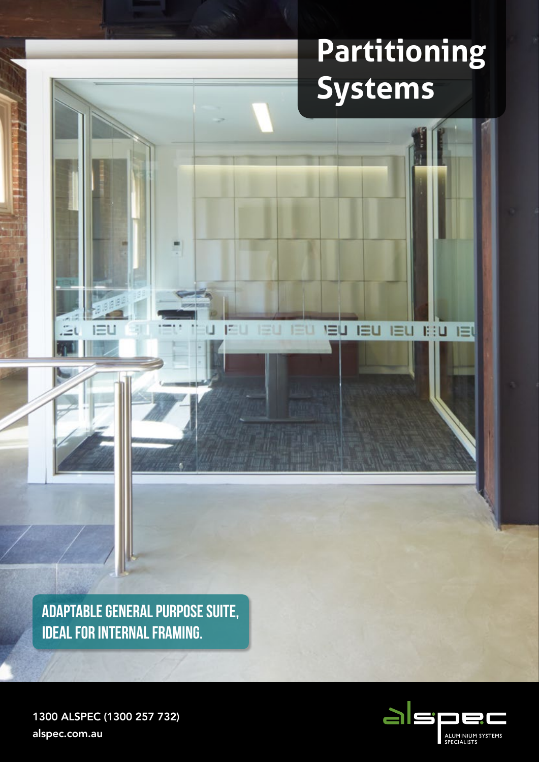# Partitioning Systems

**ADAPTABLE GENERAL PURPOSE SUITE, IDEAL FOR INTERNAL FRAMING.**

1300 ALSPEC (1300 257 732)
alspec.com.au

alspec
ALUMINIUM SYSTEMS SPECIALISTS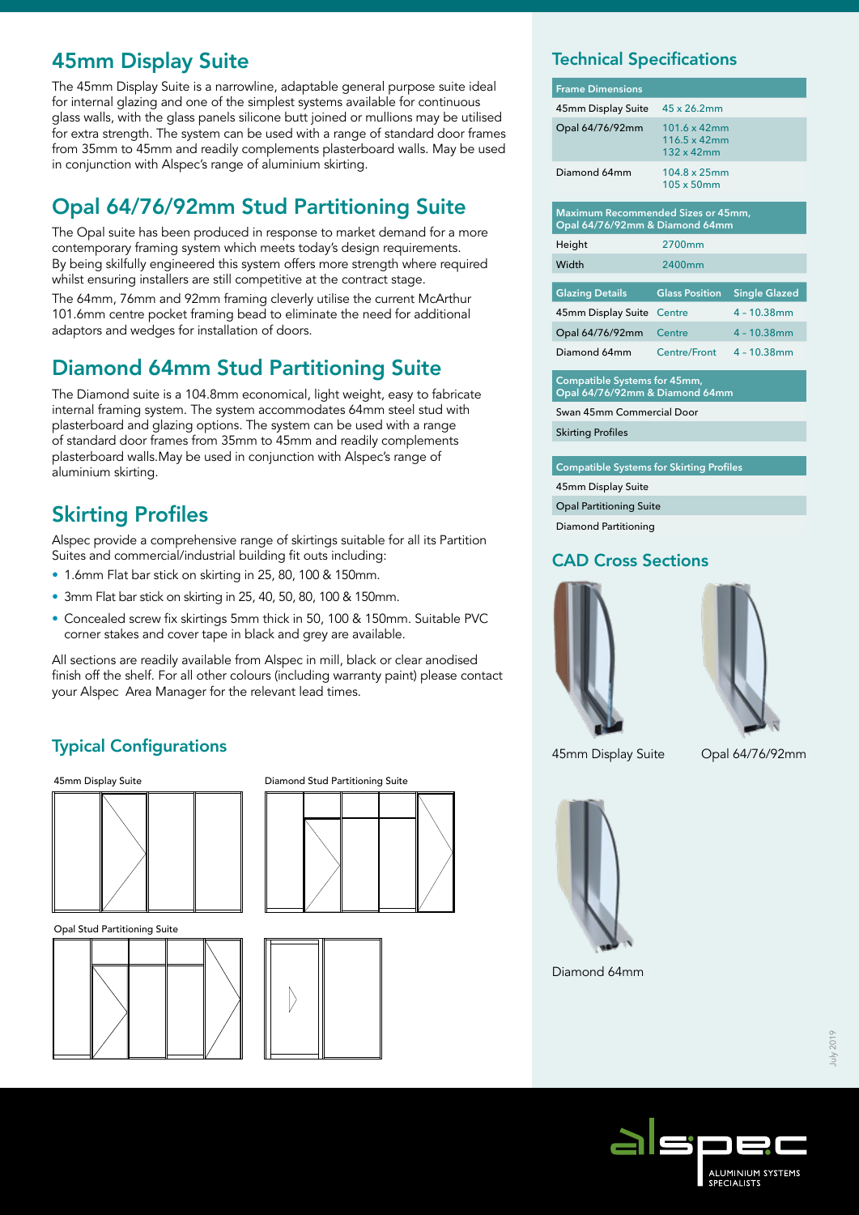## 45mm Display Suite

The 45mm Display Suite is a narrowline, adaptable general purpose suite ideal for internal glazing and one of the simplest systems available for continuous glass walls, with the glass panels silicone butt joined or mullions may be utilised for extra strength. The system can be used with a range of standard door frames from 35mm to 45mm and readily complements plasterboard walls. May be used in conjunction with Alspec's range of aluminium skirting.

## Opal 64/76/92mm Stud Partitioning Suite

The Opal suite has been produced in response to market demand for a more contemporary framing system which meets today's design requirements. By being skilfully engineered this system offers more strength where required whilst ensuring installers are still competitive at the contract stage.

The 64mm, 76mm and 92mm framing cleverly utilise the current McArthur 101.6mm centre pocket framing bead to eliminate the need for additional adaptors and wedges for installation of doors.

## Diamond 64mm Stud Partitioning Suite

The Diamond suite is a 104.8mm economical, light weight, easy to fabricate internal framing system. The system accommodates 64mm steel stud with plasterboard and glazing options. The system can be used with a range of standard door frames from 35mm to 45mm and readily complements plasterboard walls.May be used in conjunction with Alspec's range of aluminium skirting.

## Skirting Profiles

Alspec provide a comprehensive range of skirtings suitable for all its Partition Suites and commercial/industrial building fit outs including:

- 1.6mm Flat bar stick on skirting in 25, 80, 100 & 150mm.
- 3mm Flat bar stick on skirting in 25, 40, 50, 80, 100 & 150mm.
- Concealed screw fix skirtings 5mm thick in 50, 100 & 150mm. Suitable PVC corner stakes and cover tape in black and grey are available.

All sections are readily available from Alspec in mill, black or clear anodised finish off the shelf. For all other colours (including warranty paint) please contact your Alspec Area Manager for the relevant lead times.

## Typical Configurations

45mm Display Suite

Diamond Stud Partitioning Suite

Opal Stud Partitioning Suite

## Technical Specifications

| Frame Dimensions | |
|---|---|
| 45mm Display Suite | 45 x 26.2mm |
| Opal 64/76/92mm | 101.6 x 42mm<br>116.5 x 42mm<br>132 x 42mm |
| Diamond 64mm | 104.8 x 25mm<br>105 x 50mm |

| Maximum Recommended Sizes or 45mm, Opal 64/76/92mm & Diamond 64mm | |
|---|---|
| Height | 2700mm |
| Width | 2400mm |

| Glazing Details | Glass Position | Single Glazed |
|---|---|---|
| 45mm Display Suite | Centre | 4 - 10.38mm |
| Opal 64/76/92mm | Centre | 4 - 10.38mm |
| Diamond 64mm | Centre/Front | 4 - 10.38mm |

| Compatible Systems for 45mm, Opal 64/76/92mm & Diamond 64mm |
|---|
| Swan 45mm Commercial Door |
| Skirting Profiles |

| Compatible Systems for Skirting Profiles |
|---|
| 45mm Display Suite |
| Opal Partitioning Suite |
| Diamond Partitioning |

## CAD Cross Sections

45mm Display Suite

Opal 64/76/92mm

Diamond 64mm

July 2019

ALUMINIUM SYSTEMS SPECIALISTS